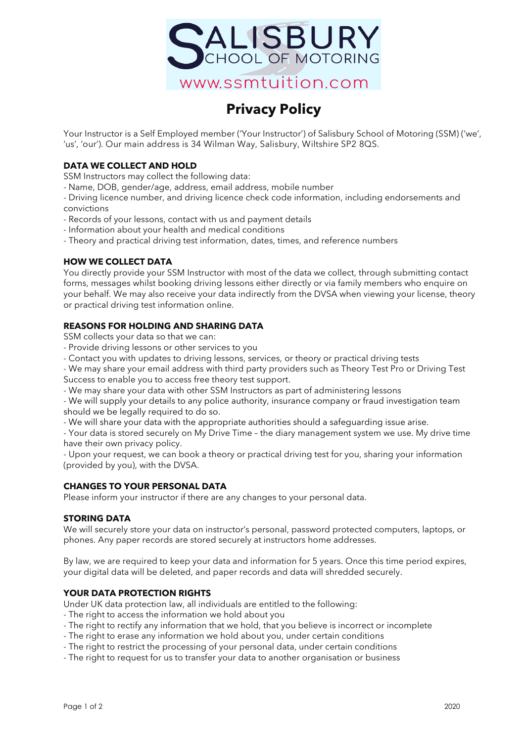SALISBURY SCHOOL OF MOTORING

www.ssmtuition.com

# Privacy Policy

Your Instructor is a Self Employed member ('Your Instructor') of Salisbury School of Motoring (SSM) ('we', 'us', 'our'). Our main address is 34 Wilman Way, Salisbury, Wiltshire SP2 8QS.

## DATA WE COLLECT AND HOLD

SSM Instructors may collect the following data:

- Name, DOB, gender/age, address, email address, mobile number
- Driving licence number, and driving licence check code information, including endorsements and convictions
- Records of your lessons, contact with us and payment details
- Information about your health and medical conditions
- Theory and practical driving test information, dates, times, and reference numbers

## HOW WE COLLECT DATA

You directly provide your SSM Instructor with most of the data we collect, through submitting contact forms, messages whilst booking driving lessons either directly or via family members who enquire on your behalf. We may also receive your data indirectly from the DVSA when viewing your license, theory or practical driving test information online.

## REASONS FOR HOLDING AND SHARING DATA

SSM collects your data so that we can:

- Provide driving lessons or other services to you
- Contact you with updates to driving lessons, services, or theory or practical driving tests
- We may share your email address with third party providers such as Theory Test Pro or Driving Test Success to enable you to access free theory test support.
- We may share your data with other SSM Instructors as part of administering lessons
- We will supply your details to any police authority, insurance company or fraud investigation team should we be legally required to do so.
- We will share your data with the appropriate authorities should a safeguarding issue arise.
- Your data is stored securely on My Drive Time – the diary management system we use. My drive time have their own privacy policy.
- Upon your request, we can book a theory or practical driving test for you, sharing your information (provided by you), with the DVSA.

## CHANGES TO YOUR PERSONAL DATA

Please inform your instructor if there are any changes to your personal data.

## STORING DATA

We will securely store your data on instructor's personal, password protected computers, laptops, or phones. Any paper records are stored securely at instructors home addresses.

By law, we are required to keep your data and information for 5 years. Once this time period expires, your digital data will be deleted, and paper records and data will shredded securely.

## YOUR DATA PROTECTION RIGHTS

Under UK data protection law, all individuals are entitled to the following:

- The right to access the information we hold about you
- The right to rectify any information that we hold, that you believe is incorrect or incomplete
- The right to erase any information we hold about you, under certain conditions
- The right to restrict the processing of your personal data, under certain conditions
- The right to request for us to transfer your data to another organisation or business

2020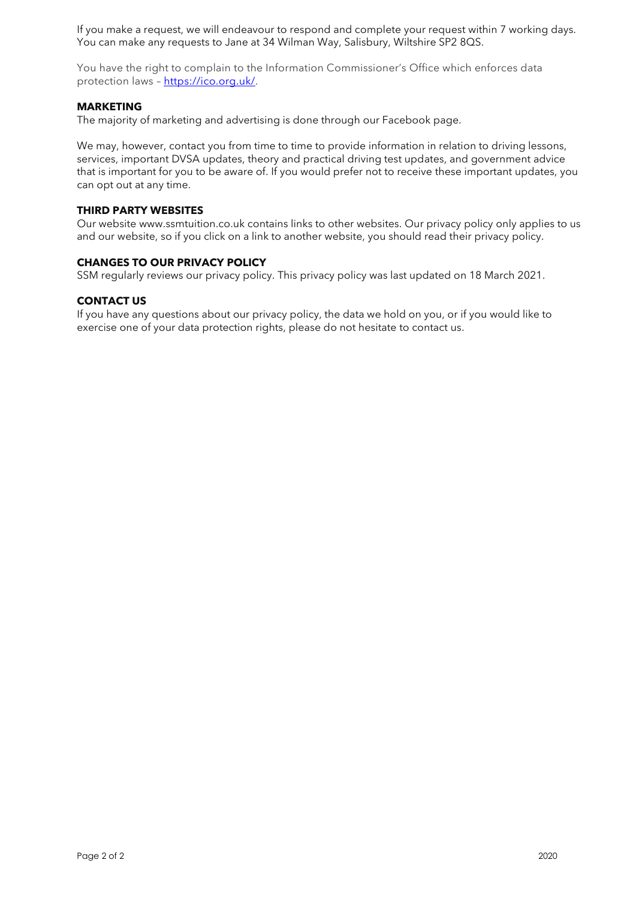If you make a request, we will endeavour to respond and complete your request within 7 working days. You can make any requests to Jane at 34 Wilman Way, Salisbury, Wiltshire SP2 8QS.

You have the right to complain to the Information Commissioner's Office which enforces data protection laws – https://ico.org.uk/.

## MARKETING

The majority of marketing and advertising is done through our Facebook page.

We may, however, contact you from time to time to provide information in relation to driving lessons, services, important DVSA updates, theory and practical driving test updates, and government advice that is important for you to be aware of. If you would prefer not to receive these important updates, you can opt out at any time.

## THIRD PARTY WEBSITES

Our website www.ssmtuition.co.uk contains links to other websites. Our privacy policy only applies to us and our website, so if you click on a link to another website, you should read their privacy policy.

## CHANGES TO OUR PRIVACY POLICY

SSM regularly reviews our privacy policy. This privacy policy was last updated on 18 March 2021.

## CONTACT US

If you have any questions about our privacy policy, the data we hold on you, or if you would like to exercise one of your data protection rights, please do not hesitate to contact us.